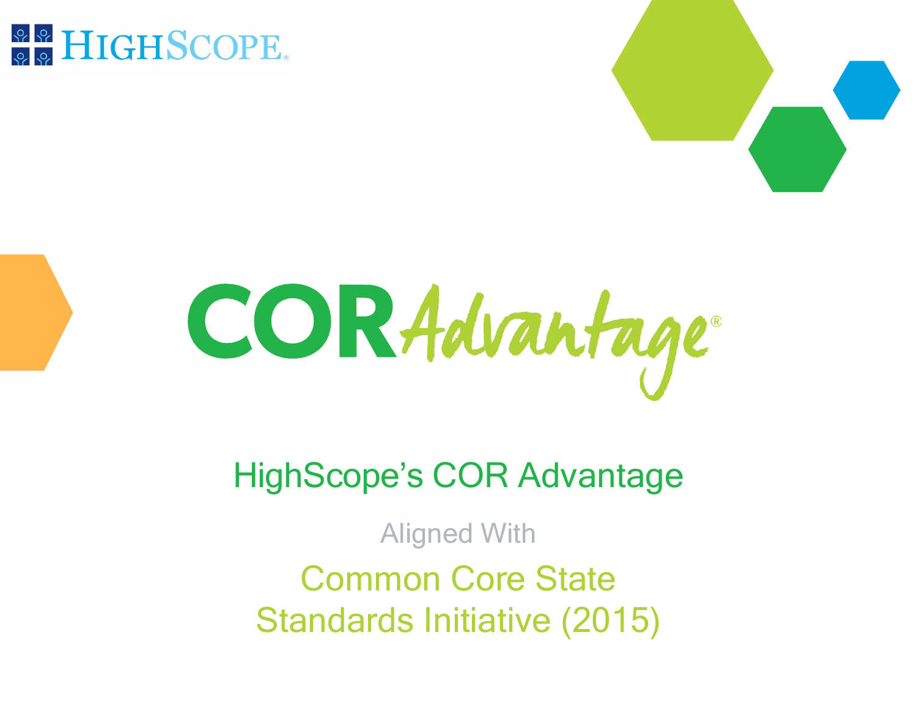HighScope

# COR Advantage®

## HighScope's COR Advantage

Aligned With

## Common Core State Standards Initiative (2015)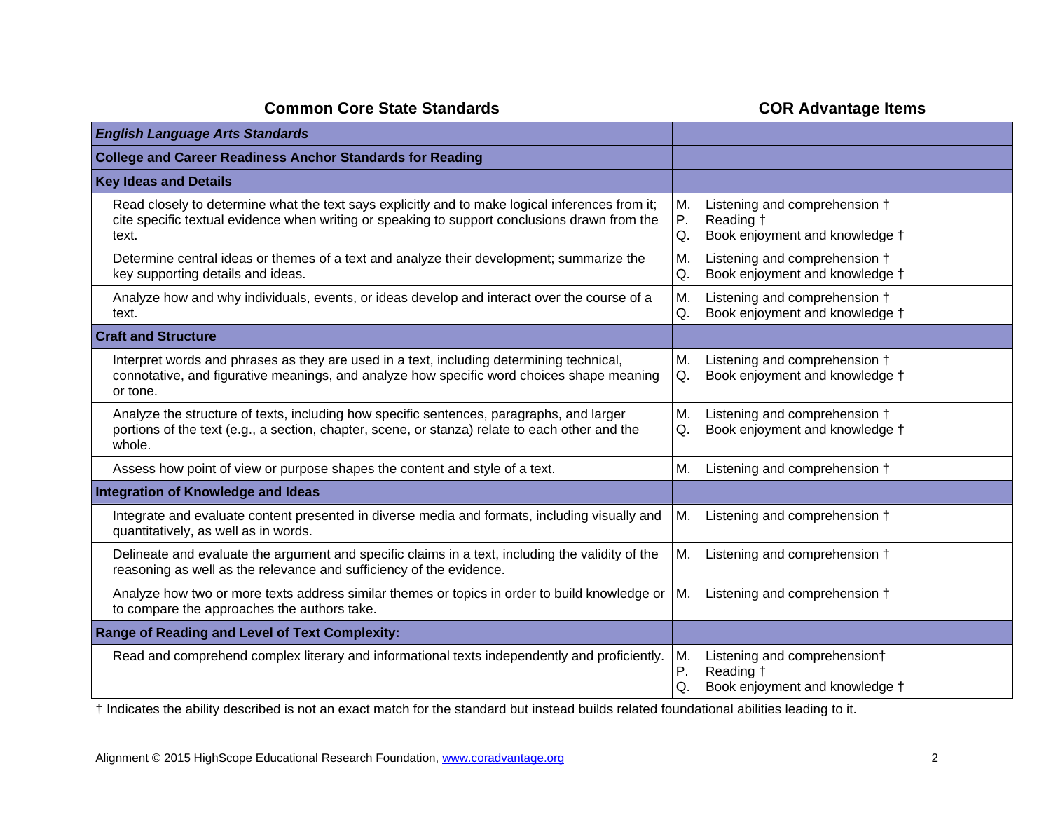| Common Core State Standards | COR Advantage Items |
|---|---|
| ***English Language Arts Standards*** | |
| **College and Career Readiness Anchor Standards for Reading** | |
| **Key Ideas and Details** | |
| Read closely to determine what the text says explicitly and to make logical inferences from it; cite specific textual evidence when writing or speaking to support conclusions drawn from the text. | M. Listening and comprehension †<br>P. Reading †<br>Q. Book enjoyment and knowledge † |
| Determine central ideas or themes of a text and analyze their development; summarize the key supporting details and ideas. | M. Listening and comprehension †<br>Q. Book enjoyment and knowledge † |
| Analyze how and why individuals, events, or ideas develop and interact over the course of a text. | M. Listening and comprehension †<br>Q. Book enjoyment and knowledge † |
| **Craft and Structure** | |
| Interpret words and phrases as they are used in a text, including determining technical, connotative, and figurative meanings, and analyze how specific word choices shape meaning or tone. | M. Listening and comprehension †<br>Q. Book enjoyment and knowledge † |
| Analyze the structure of texts, including how specific sentences, paragraphs, and larger portions of the text (e.g., a section, chapter, scene, or stanza) relate to each other and the whole. | M. Listening and comprehension †<br>Q. Book enjoyment and knowledge † |
| Assess how point of view or purpose shapes the content and style of a text. | M. Listening and comprehension † |
| **Integration of Knowledge and Ideas** | |
| Integrate and evaluate content presented in diverse media and formats, including visually and quantitatively, as well as in words. | M. Listening and comprehension † |
| Delineate and evaluate the argument and specific claims in a text, including the validity of the reasoning as well as the relevance and sufficiency of the evidence. | M. Listening and comprehension † |
| Analyze how two or more texts address similar themes or topics in order to build knowledge or to compare the approaches the authors take. | M. Listening and comprehension † |
| **Range of Reading and Level of Text Complexity:** | |
| Read and comprehend complex literary and informational texts independently and proficiently. | M. Listening and comprehension†<br>P. Reading †<br>Q. Book enjoyment and knowledge † |

† Indicates the ability described is not an exact match for the standard but instead builds related foundational abilities leading to it.

Alignment © 2015 HighScope Educational Research Foundation, www.coradvantage.org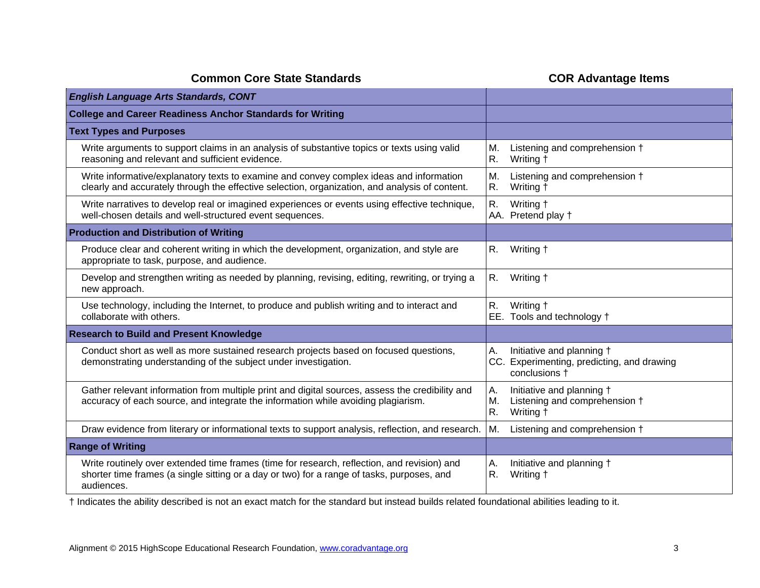| Common Core State Standards | COR Advantage Items |
|---|---|
| ***English Language Arts Standards, CONT*** | |
| **College and Career Readiness Anchor Standards for Writing** | |
| **Text Types and Purposes** | |
| Write arguments to support claims in an analysis of substantive topics or texts using valid reasoning and relevant and sufficient evidence. | M. Listening and comprehension † <br> R. Writing † |
| Write informative/explanatory texts to examine and convey complex ideas and information clearly and accurately through the effective selection, organization, and analysis of content. | M. Listening and comprehension † <br> R. Writing † |
| Write narratives to develop real or imagined experiences or events using effective technique, well-chosen details and well-structured event sequences. | R. Writing † <br> AA. Pretend play † |
| **Production and Distribution of Writing** | |
| Produce clear and coherent writing in which the development, organization, and style are appropriate to task, purpose, and audience. | R. Writing † |
| Develop and strengthen writing as needed by planning, revising, editing, rewriting, or trying a new approach. | R. Writing † |
| Use technology, including the Internet, to produce and publish writing and to interact and collaborate with others. | R. Writing † <br> EE. Tools and technology † |
| **Research to Build and Present Knowledge** | |
| Conduct short as well as more sustained research projects based on focused questions, demonstrating understanding of the subject under investigation. | A. Initiative and planning † <br> CC. Experimenting, predicting, and drawing conclusions † |
| Gather relevant information from multiple print and digital sources, assess the credibility and accuracy of each source, and integrate the information while avoiding plagiarism. | A. Initiative and planning † <br> M. Listening and comprehension † <br> R. Writing † |
| Draw evidence from literary or informational texts to support analysis, reflection, and research. | M. Listening and comprehension † |
| **Range of Writing** | |
| Write routinely over extended time frames (time for research, reflection, and revision) and shorter time frames (a single sitting or a day or two) for a range of tasks, purposes, and audiences. | A. Initiative and planning † <br> R. Writing † |

† Indicates the ability described is not an exact match for the standard but instead builds related foundational abilities leading to it.

Alignment © 2015 HighScope Educational Research Foundation, www.coradvantage.org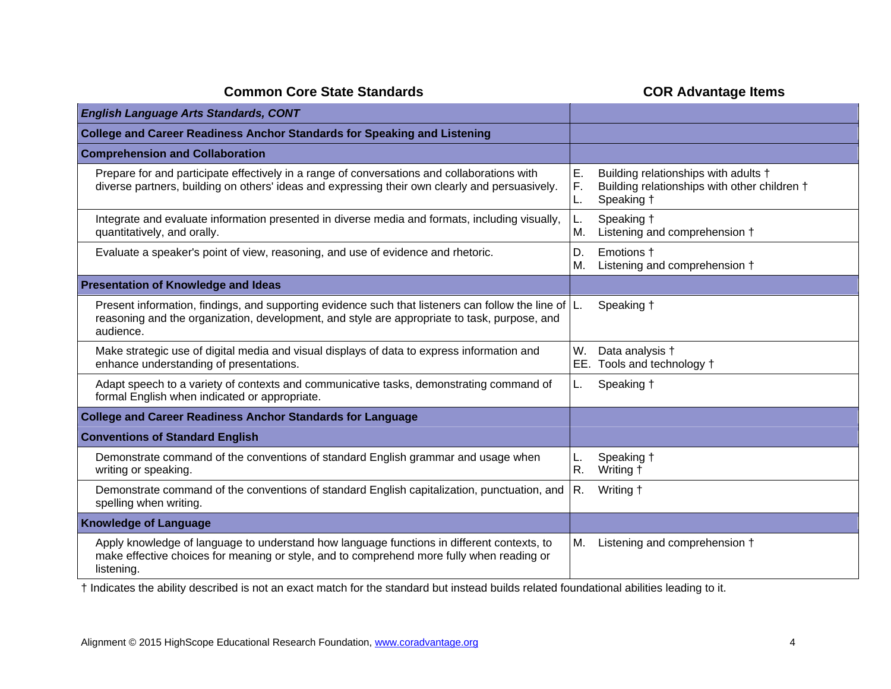| Common Core State Standards | COR Advantage Items |
|---|---|
| ***English Language Arts Standards, CONT*** | |
| **College and Career Readiness Anchor Standards for Speaking and Listening** | |
| **Comprehension and Collaboration** | |
| Prepare for and participate effectively in a range of conversations and collaborations with diverse partners, building on others' ideas and expressing their own clearly and persuasively. | E. Building relationships with adults †<br>F. Building relationships with other children †<br>L. Speaking † |
| Integrate and evaluate information presented in diverse media and formats, including visually, quantitatively, and orally. | L. Speaking †<br>M. Listening and comprehension † |
| Evaluate a speaker's point of view, reasoning, and use of evidence and rhetoric. | D. Emotions †<br>M. Listening and comprehension † |
| **Presentation of Knowledge and Ideas** | |
| Present information, findings, and supporting evidence such that listeners can follow the line of reasoning and the organization, development, and style are appropriate to task, purpose, and audience. | L. Speaking † |
| Make strategic use of digital media and visual displays of data to express information and enhance understanding of presentations. | W. Data analysis †<br>EE. Tools and technology † |
| Adapt speech to a variety of contexts and communicative tasks, demonstrating command of formal English when indicated or appropriate. | L. Speaking † |
| **College and Career Readiness Anchor Standards for Language** | |
| **Conventions of Standard English** | |
| Demonstrate command of the conventions of standard English grammar and usage when writing or speaking. | L. Speaking †<br>R. Writing † |
| Demonstrate command of the conventions of standard English capitalization, punctuation, and spelling when writing. | R. Writing † |
| **Knowledge of Language** | |
| Apply knowledge of language to understand how language functions in different contexts, to make effective choices for meaning or style, and to comprehend more fully when reading or listening. | M. Listening and comprehension † |

† Indicates the ability described is not an exact match for the standard but instead builds related foundational abilities leading to it.

Alignment © 2015 HighScope Educational Research Foundation, www.coradvantage.org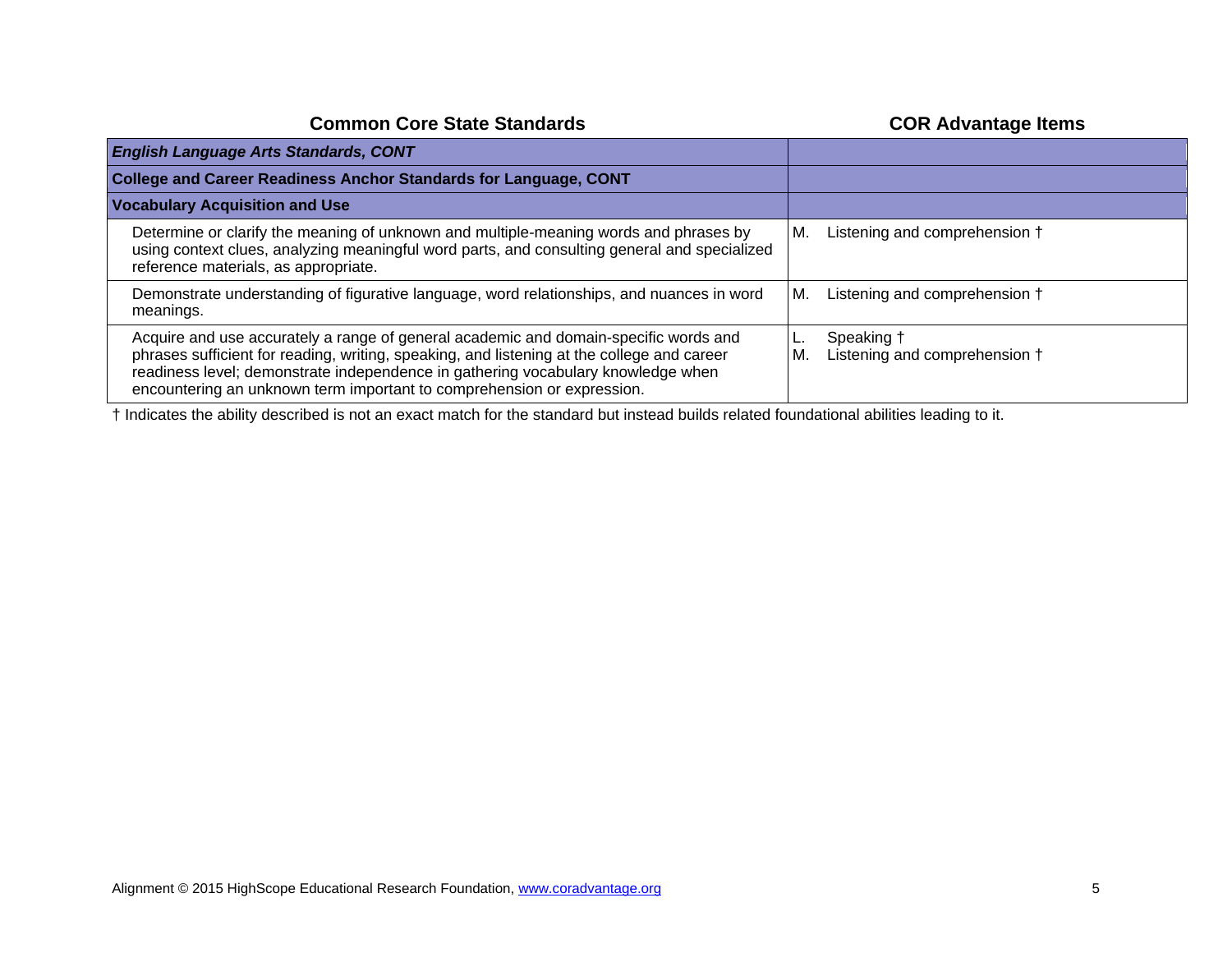| Common Core State Standards | COR Advantage Items |
|---|---|
| ***English Language Arts Standards, CONT*** | |
| **College and Career Readiness Anchor Standards for Language, CONT** | |
| **Vocabulary Acquisition and Use** | |
| Determine or clarify the meaning of unknown and multiple-meaning words and phrases by using context clues, analyzing meaningful word parts, and consulting general and specialized reference materials, as appropriate. | M. Listening and comprehension † |
| Demonstrate understanding of figurative language, word relationships, and nuances in word meanings. | M. Listening and comprehension † |
| Acquire and use accurately a range of general academic and domain-specific words and phrases sufficient for reading, writing, speaking, and listening at the college and career readiness level; demonstrate independence in gathering vocabulary knowledge when encountering an unknown term important to comprehension or expression. | L. Speaking †<br>M. Listening and comprehension † |

† Indicates the ability described is not an exact match for the standard but instead builds related foundational abilities leading to it.

Alignment © 2015 HighScope Educational Research Foundation, [www.coradvantage.org](http://www.coradvantage.org)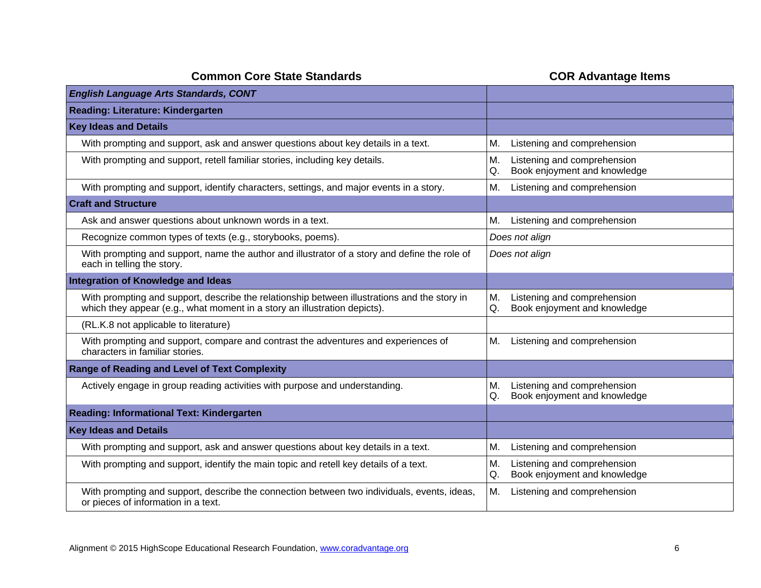| Common Core State Standards | COR Advantage Items |
|---|---|
| ***English Language Arts Standards, CONT*** | |
| **Reading: Literature: Kindergarten** | |
| **Key Ideas and Details** | |
| With prompting and support, ask and answer questions about key details in a text. | M. Listening and comprehension |
| With prompting and support, retell familiar stories, including key details. | M. Listening and comprehension<br>Q. Book enjoyment and knowledge |
| With prompting and support, identify characters, settings, and major events in a story. | M. Listening and comprehension |
| **Craft and Structure** | |
| Ask and answer questions about unknown words in a text. | M. Listening and comprehension |
| Recognize common types of texts (e.g., storybooks, poems). | *Does not align* |
| With prompting and support, name the author and illustrator of a story and define the role of each in telling the story. | *Does not align* |
| **Integration of Knowledge and Ideas** | |
| With prompting and support, describe the relationship between illustrations and the story in which they appear (e.g., what moment in a story an illustration depicts). | M. Listening and comprehension<br>Q. Book enjoyment and knowledge |
| (RL.K.8 not applicable to literature) | |
| With prompting and support, compare and contrast the adventures and experiences of characters in familiar stories. | M. Listening and comprehension |
| **Range of Reading and Level of Text Complexity** | |
| Actively engage in group reading activities with purpose and understanding. | M. Listening and comprehension<br>Q. Book enjoyment and knowledge |
| **Reading: Informational Text: Kindergarten** | |
| **Key Ideas and Details** | |
| With prompting and support, ask and answer questions about key details in a text. | M. Listening and comprehension |
| With prompting and support, identify the main topic and retell key details of a text. | M. Listening and comprehension<br>Q. Book enjoyment and knowledge |
| With prompting and support, describe the connection between two individuals, events, ideas, or pieces of information in a text. | M. Listening and comprehension |

Alignment © 2015 HighScope Educational Research Foundation, [www.coradvantage.org](http://www.coradvantage.org)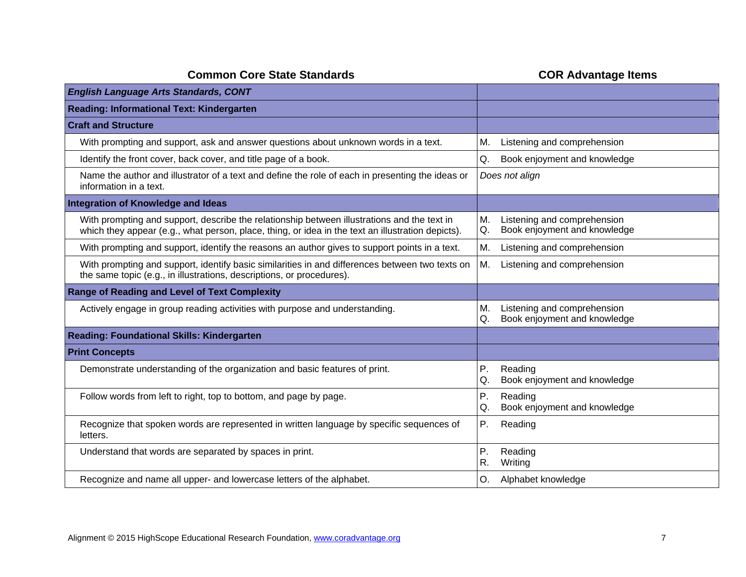| Common Core State Standards | COR Advantage Items |
| --- | --- |
| ***English Language Arts Standards, CONT*** | |
| **Reading: Informational Text: Kindergarten** | |
| **Craft and Structure** | |
| With prompting and support, ask and answer questions about unknown words in a text. | M. Listening and comprehension |
| Identify the front cover, back cover, and title page of a book. | Q. Book enjoyment and knowledge |
| Name the author and illustrator of a text and define the role of each in presenting the ideas or information in a text. | *Does not align* |
| **Integration of Knowledge and Ideas** | |
| With prompting and support, describe the relationship between illustrations and the text in which they appear (e.g., what person, place, thing, or idea in the text an illustration depicts). | M. Listening and comprehension<br>Q. Book enjoyment and knowledge |
| With prompting and support, identify the reasons an author gives to support points in a text. | M. Listening and comprehension |
| With prompting and support, identify basic similarities in and differences between two texts on the same topic (e.g., in illustrations, descriptions, or procedures). | M. Listening and comprehension |
| **Range of Reading and Level of Text Complexity** | |
| Actively engage in group reading activities with purpose and understanding. | M. Listening and comprehension<br>Q. Book enjoyment and knowledge |
| **Reading: Foundational Skills: Kindergarten** | |
| **Print Concepts** | |
| Demonstrate understanding of the organization and basic features of print. | P. Reading<br>Q. Book enjoyment and knowledge |
| Follow words from left to right, top to bottom, and page by page. | P. Reading<br>Q. Book enjoyment and knowledge |
| Recognize that spoken words are represented in written language by specific sequences of letters. | P. Reading |
| Understand that words are separated by spaces in print. | P. Reading<br>R. Writing |
| Recognize and name all upper- and lowercase letters of the alphabet. | O. Alphabet knowledge |

Alignment © 2015 HighScope Educational Research Foundation, www.coradvantage.org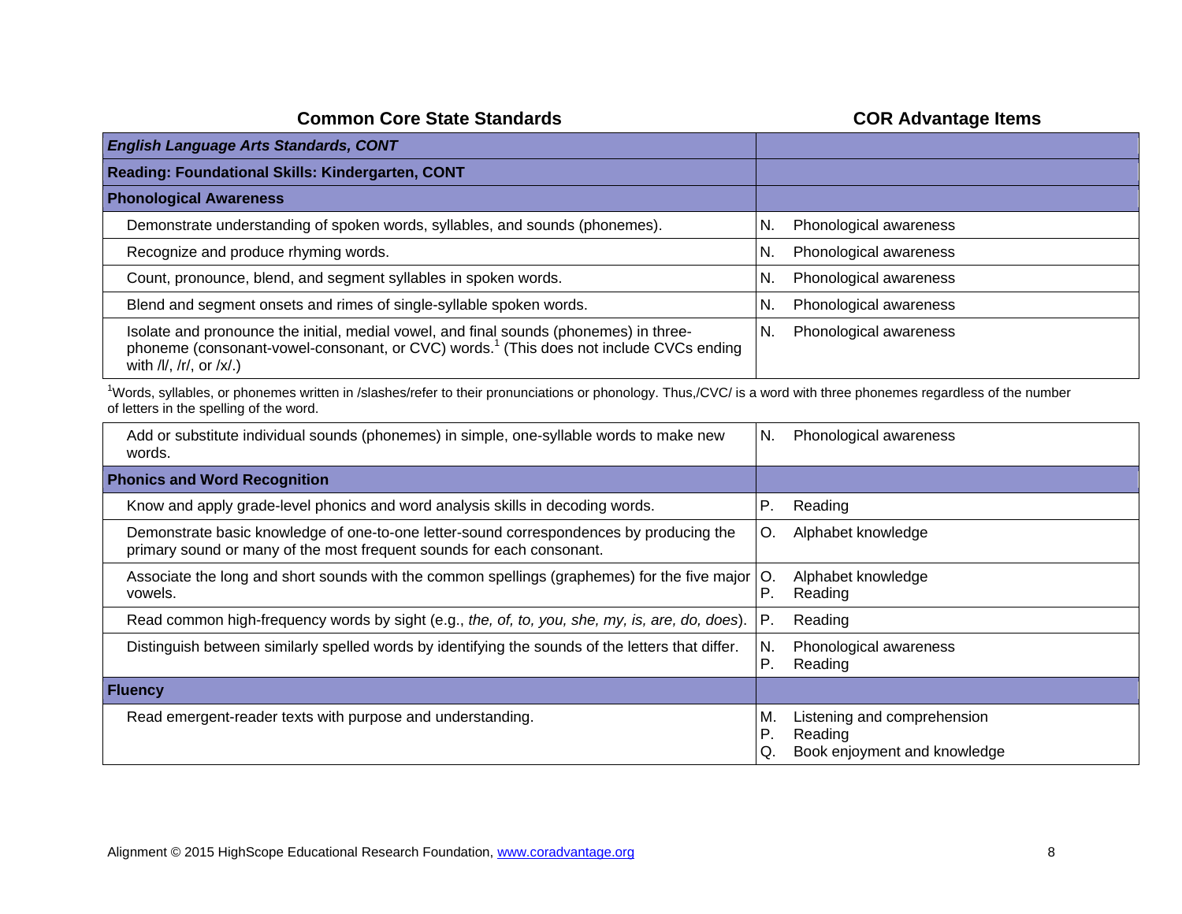| Common Core State Standards | COR Advantage Items |
|---|---|
| ***English Language Arts Standards, CONT*** | |
| **Reading: Foundational Skills: Kindergarten, CONT** | |
| **Phonological Awareness** | |
| Demonstrate understanding of spoken words, syllables, and sounds (phonemes). | N. Phonological awareness |
| Recognize and produce rhyming words. | N. Phonological awareness |
| Count, pronounce, blend, and segment syllables in spoken words. | N. Phonological awareness |
| Blend and segment onsets and rimes of single-syllable spoken words. | N. Phonological awareness |
| Isolate and pronounce the initial, medial vowel, and final sounds (phonemes) in three-phoneme (consonant-vowel-consonant, or CVC) words.[1] (This does not include CVCs ending with /l/, /r/, or /x/.) | N. Phonological awareness |

[1]Words, syllables, or phonemes written in /slashes/refer to their pronunciations or phonology. Thus,/CVC/ is a word with three phonemes regardless of the number of letters in the spelling of the word.

| Common Core State Standards | COR Advantage Items |
|---|---|
| Add or substitute individual sounds (phonemes) in simple, one-syllable words to make new words. | N. Phonological awareness |
| **Phonics and Word Recognition** | |
| Know and apply grade-level phonics and word analysis skills in decoding words. | P. Reading |
| Demonstrate basic knowledge of one-to-one letter-sound correspondences by producing the primary sound or many of the most frequent sounds for each consonant. | O. Alphabet knowledge |
| Associate the long and short sounds with the common spellings (graphemes) for the five major vowels. | O. Alphabet knowledge<br>P. Reading |
| Read common high-frequency words by sight (e.g., *the, of, to, you, she, my, is, are, do, does*). | P. Reading |
| Distinguish between similarly spelled words by identifying the sounds of the letters that differ. | N. Phonological awareness<br>P. Reading |
| **Fluency** | |
| Read emergent-reader texts with purpose and understanding. | M. Listening and comprehension<br>P. Reading<br>Q. Book enjoyment and knowledge |

Alignment © 2015 HighScope Educational Research Foundation, www.coradvantage.org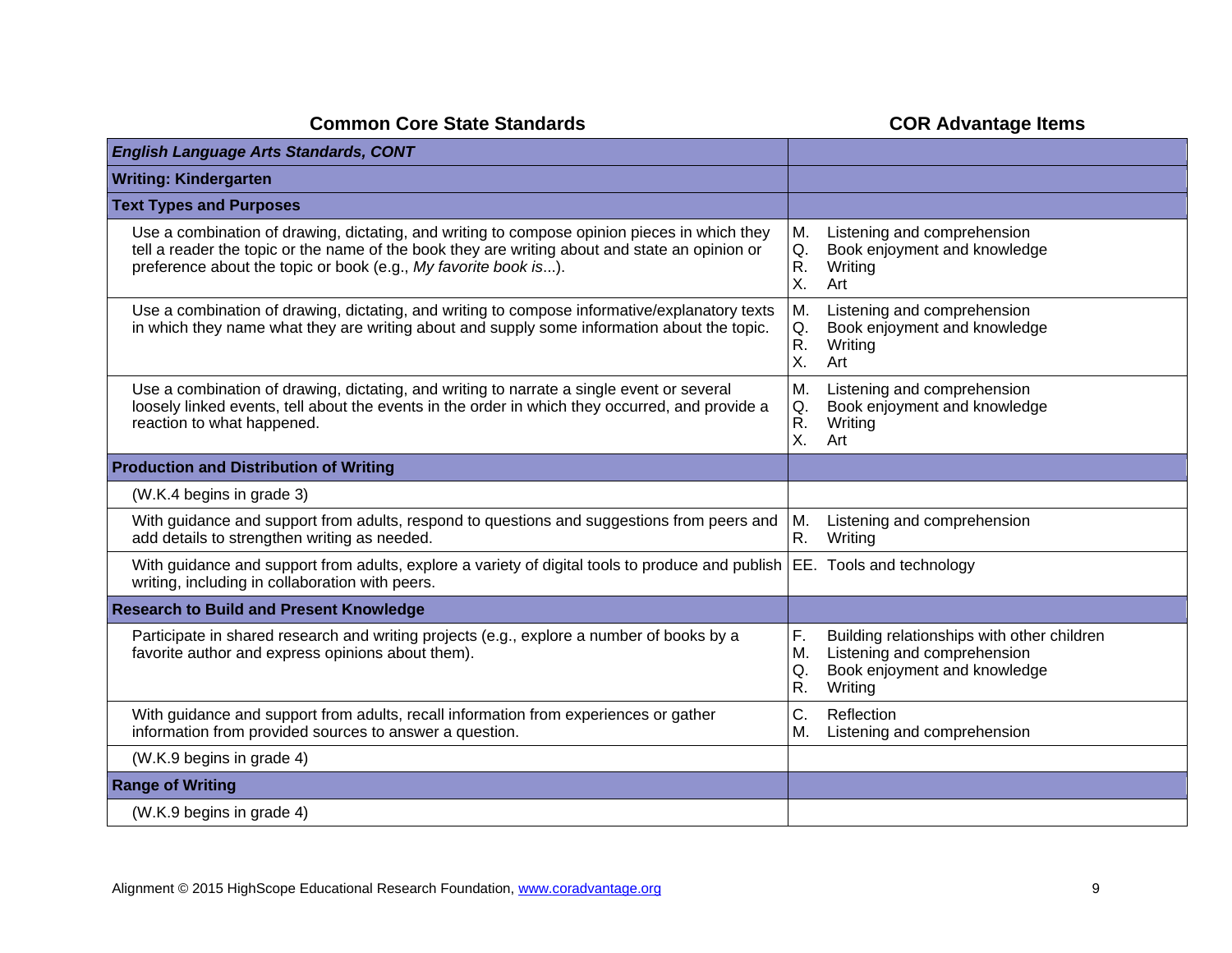| Common Core State Standards | COR Advantage Items |
|---|---|
| ***English Language Arts Standards, CONT*** | |
| **Writing: Kindergarten** | |
| **Text Types and Purposes** | |
| Use a combination of drawing, dictating, and writing to compose opinion pieces in which they tell a reader the topic or the name of the book they are writing about and state an opinion or preference about the topic or book (e.g., *My favorite book is*...). | M. Listening and comprehension<br>Q. Book enjoyment and knowledge<br>R. Writing<br>X. Art |
| Use a combination of drawing, dictating, and writing to compose informative/explanatory texts in which they name what they are writing about and supply some information about the topic. | M. Listening and comprehension<br>Q. Book enjoyment and knowledge<br>R. Writing<br>X. Art |
| Use a combination of drawing, dictating, and writing to narrate a single event or several loosely linked events, tell about the events in the order in which they occurred, and provide a reaction to what happened. | M. Listening and comprehension<br>Q. Book enjoyment and knowledge<br>R. Writing<br>X. Art |
| **Production and Distribution of Writing** | |
| (W.K.4 begins in grade 3) | |
| With guidance and support from adults, respond to questions and suggestions from peers and add details to strengthen writing as needed. | M. Listening and comprehension<br>R. Writing |
| With guidance and support from adults, explore a variety of digital tools to produce and publish writing, including in collaboration with peers. | EE. Tools and technology |
| **Research to Build and Present Knowledge** | |
| Participate in shared research and writing projects (e.g., explore a number of books by a favorite author and express opinions about them). | F. Building relationships with other children<br>M. Listening and comprehension<br>Q. Book enjoyment and knowledge<br>R. Writing |
| With guidance and support from adults, recall information from experiences or gather information from provided sources to answer a question. | C. Reflection<br>M. Listening and comprehension |
| (W.K.9 begins in grade 4) | |
| **Range of Writing** | |
| (W.K.9 begins in grade 4) | |

Alignment © 2015 HighScope Educational Research Foundation, www.coradvantage.org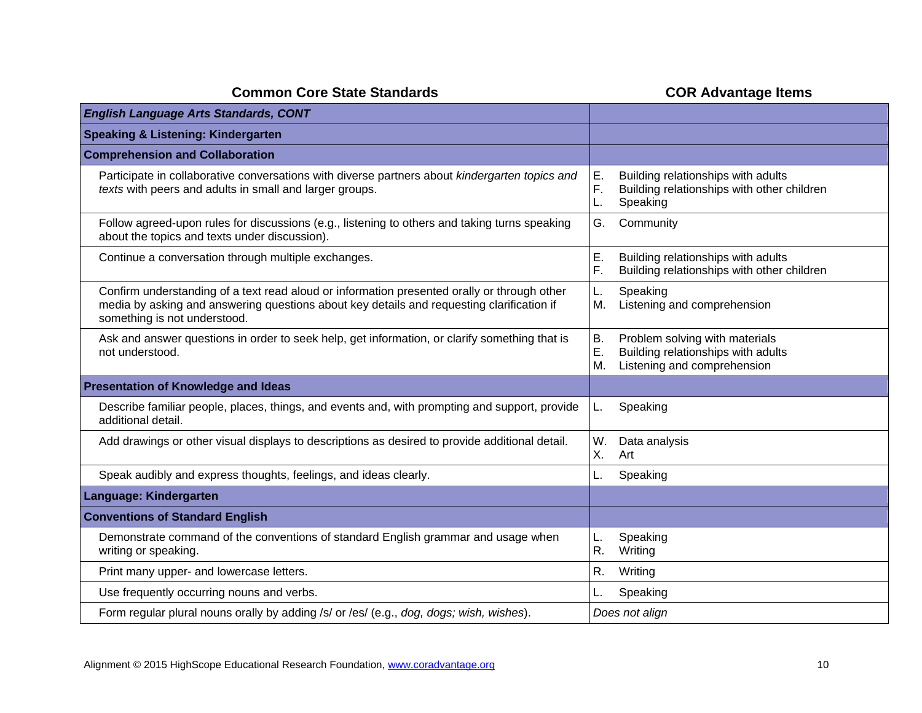| Common Core State Standards | COR Advantage Items |
|---|---|
| ***English Language Arts Standards, CONT*** | |
| **Speaking & Listening: Kindergarten** | |
| **Comprehension and Collaboration** | |
| Participate in collaborative conversations with diverse partners about *kindergarten topics and texts* with peers and adults in small and larger groups. | E. Building relationships with adults<br>F. Building relationships with other children<br>L. Speaking |
| Follow agreed-upon rules for discussions (e.g., listening to others and taking turns speaking about the topics and texts under discussion). | G. Community |
| Continue a conversation through multiple exchanges. | E. Building relationships with adults<br>F. Building relationships with other children |
| Confirm understanding of a text read aloud or information presented orally or through other media by asking and answering questions about key details and requesting clarification if something is not understood. | L. Speaking<br>M. Listening and comprehension |
| Ask and answer questions in order to seek help, get information, or clarify something that is not understood. | B. Problem solving with materials<br>E. Building relationships with adults<br>M. Listening and comprehension |
| **Presentation of Knowledge and Ideas** | |
| Describe familiar people, places, things, and events and, with prompting and support, provide additional detail. | L. Speaking |
| Add drawings or other visual displays to descriptions as desired to provide additional detail. | W. Data analysis<br>X. Art |
| Speak audibly and express thoughts, feelings, and ideas clearly. | L. Speaking |
| **Language: Kindergarten** | |
| **Conventions of Standard English** | |
| Demonstrate command of the conventions of standard English grammar and usage when writing or speaking. | L. Speaking<br>R. Writing |
| Print many upper- and lowercase letters. | R. Writing |
| Use frequently occurring nouns and verbs. | L. Speaking |
| Form regular plural nouns orally by adding /s/ or /es/ (e.g., *dog, dogs; wish, wishes*). | *Does not align* |

Alignment © 2015 HighScope Educational Research Foundation, www.coradvantage.org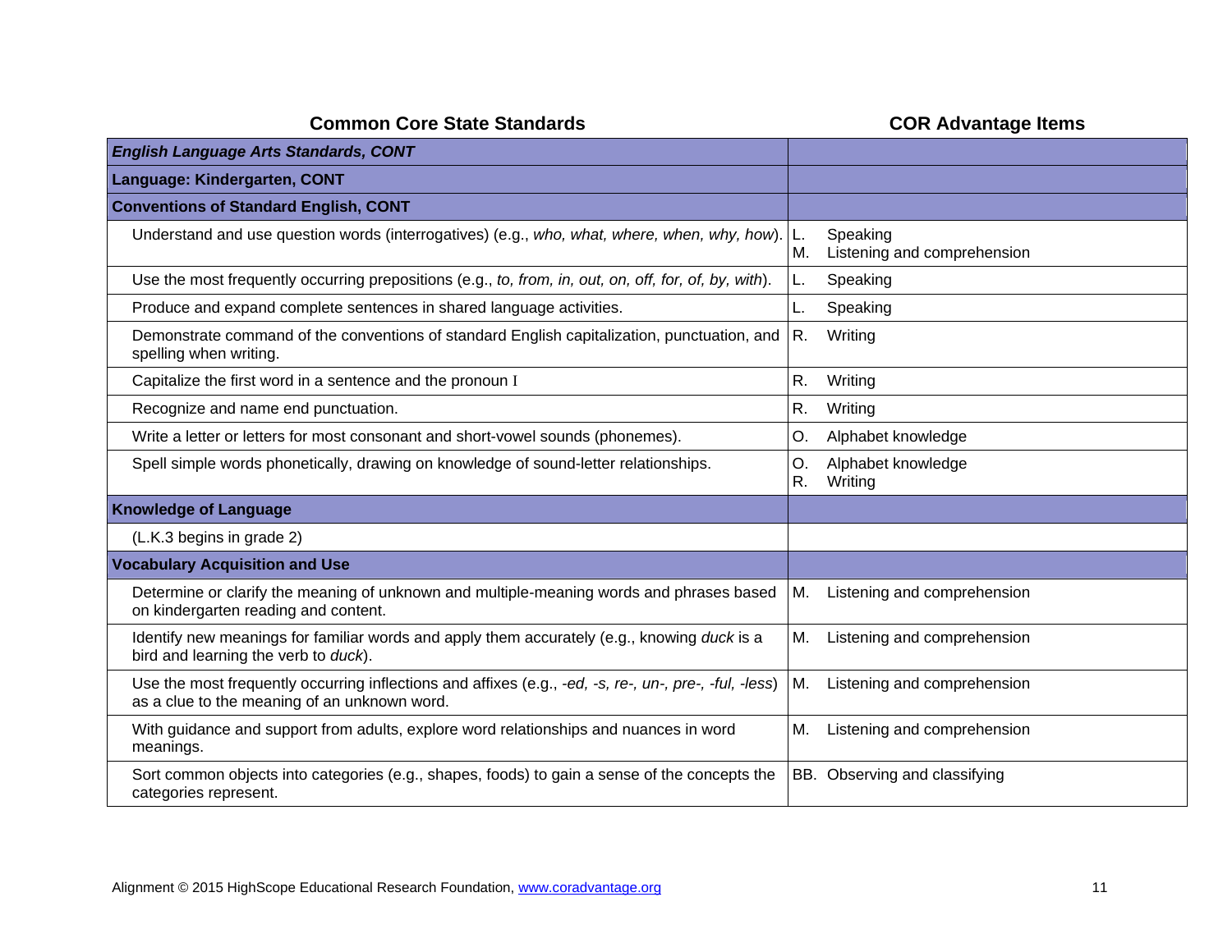| Common Core State Standards | COR Advantage Items |
|---|---|
| ***English Language Arts Standards, CONT*** | |
| **Language: Kindergarten, CONT** | |
| **Conventions of Standard English, CONT** | |
| Understand and use question words (interrogatives) (e.g., *who, what, where, when, why, how*). | L. Speaking<br>M. Listening and comprehension |
| Use the most frequently occurring prepositions (e.g., *to, from, in, out, on, off, for, of, by, with*). | L. Speaking |
| Produce and expand complete sentences in shared language activities. | L. Speaking |
| Demonstrate command of the conventions of standard English capitalization, punctuation, and spelling when writing. | R. Writing |
| Capitalize the first word in a sentence and the pronoun I | R. Writing |
| Recognize and name end punctuation. | R. Writing |
| Write a letter or letters for most consonant and short-vowel sounds (phonemes). | O. Alphabet knowledge |
| Spell simple words phonetically, drawing on knowledge of sound-letter relationships. | O. Alphabet knowledge<br>R. Writing |
| **Knowledge of Language** | |
| (L.K.3 begins in grade 2) | |
| **Vocabulary Acquisition and Use** | |
| Determine or clarify the meaning of unknown and multiple-meaning words and phrases based on kindergarten reading and content. | M. Listening and comprehension |
| Identify new meanings for familiar words and apply them accurately (e.g., knowing *duck* is a bird and learning the verb to *duck*). | M. Listening and comprehension |
| Use the most frequently occurring inflections and affixes (e.g., *-ed, -s, re-, un-, pre-, -ful, -less*) as a clue to the meaning of an unknown word. | M. Listening and comprehension |
| With guidance and support from adults, explore word relationships and nuances in word meanings. | M. Listening and comprehension |
| Sort common objects into categories (e.g., shapes, foods) to gain a sense of the concepts the categories represent. | BB. Observing and classifying |

Alignment © 2015 HighScope Educational Research Foundation, www.coradvantage.org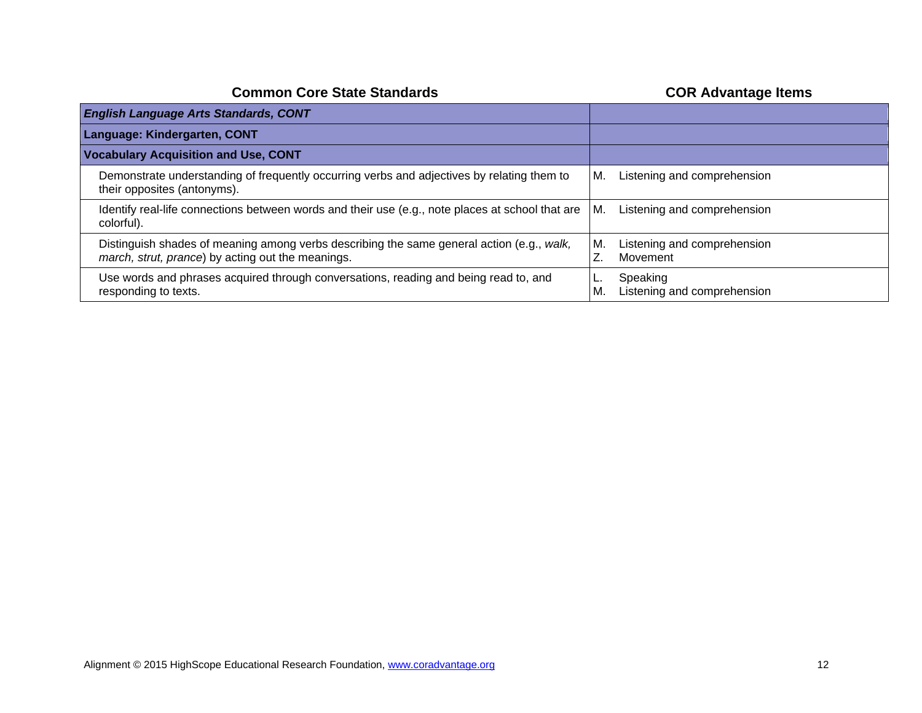| Common Core State Standards | COR Advantage Items |
|---|---|
| ***English Language Arts Standards, CONT*** | |
| **Language: Kindergarten, CONT** | |
| **Vocabulary Acquisition and Use, CONT** | |
| Demonstrate understanding of frequently occurring verbs and adjectives by relating them to their opposites (antonyms). | M. Listening and comprehension |
| Identify real-life connections between words and their use (e.g., note places at school that are colorful). | M. Listening and comprehension |
| Distinguish shades of meaning among verbs describing the same general action (e.g., *walk, march, strut, prance*) by acting out the meanings. | M. Listening and comprehension<br>Z. Movement |
| Use words and phrases acquired through conversations, reading and being read to, and responding to texts. | L. Speaking<br>M. Listening and comprehension |

Alignment © 2015 HighScope Educational Research Foundation, www.coradvantage.org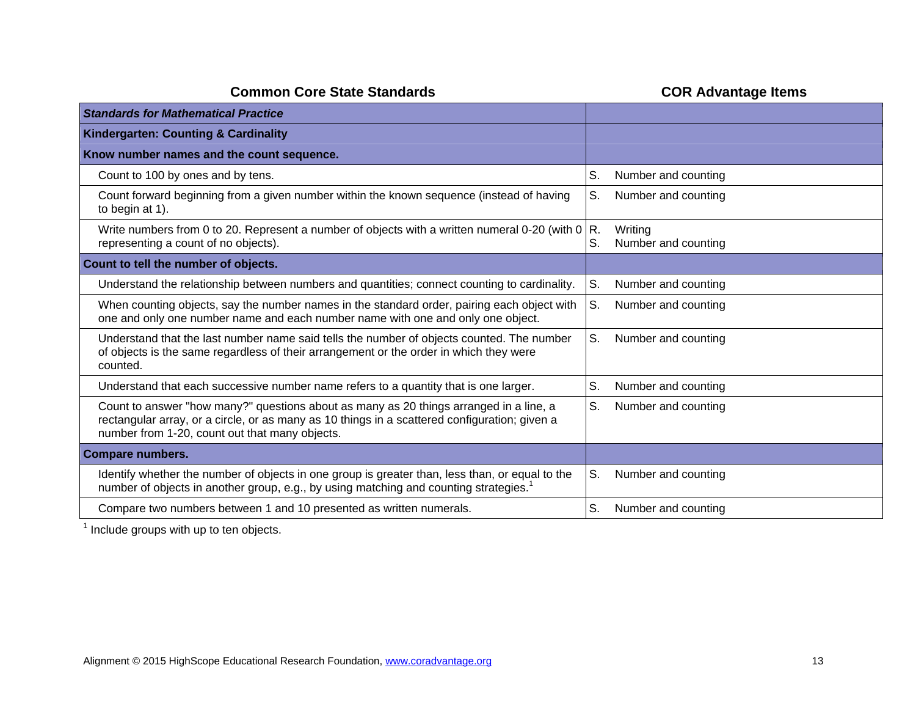| Common Core State Standards | COR Advantage Items |
|---|---|
| ***Standards for Mathematical Practice*** | |
| **Kindergarten: Counting & Cardinality** | |
| **Know number names and the count sequence.** | |
| Count to 100 by ones and by tens. | S. Number and counting |
| Count forward beginning from a given number within the known sequence (instead of having to begin at 1). | S. Number and counting |
| Write numbers from 0 to 20. Represent a number of objects with a written numeral 0-20 (with 0 representing a count of no objects). | R. Writing<br>S. Number and counting |
| **Count to tell the number of objects.** | |
| Understand the relationship between numbers and quantities; connect counting to cardinality. | S. Number and counting |
| When counting objects, say the number names in the standard order, pairing each object with one and only one number name and each number name with one and only one object. | S. Number and counting |
| Understand that the last number name said tells the number of objects counted. The number of objects is the same regardless of their arrangement or the order in which they were counted. | S. Number and counting |
| Understand that each successive number name refers to a quantity that is one larger. | S. Number and counting |
| Count to answer "how many?" questions about as many as 20 things arranged in a line, a rectangular array, or a circle, or as many as 10 things in a scattered configuration; given a number from 1-20, count out that many objects. | S. Number and counting |
| **Compare numbers.** | |
| Identify whether the number of objects in one group is greater than, less than, or equal to the number of objects in another group, e.g., by using matching and counting strategies.[1] | S. Number and counting |
| Compare two numbers between 1 and 10 presented as written numerals. | S. Number and counting |

[1] Include groups with up to ten objects.

Alignment © 2015 HighScope Educational Research Foundation, www.coradvantage.org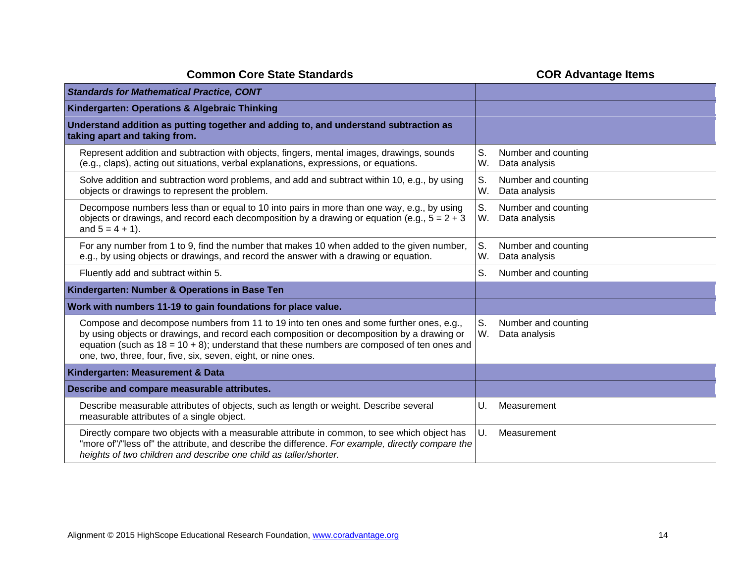| Common Core State Standards | COR Advantage Items |
|---|---|
| ***Standards for Mathematical Practice, CONT*** | |
| **Kindergarten: Operations & Algebraic Thinking** | |
| **Understand addition as putting together and adding to, and understand subtraction as taking apart and taking from.** | |
| Represent addition and subtraction with objects, fingers, mental images, drawings, sounds (e.g., claps), acting out situations, verbal explanations, expressions, or equations. | S. Number and counting<br>W. Data analysis |
| Solve addition and subtraction word problems, and add and subtract within 10, e.g., by using objects or drawings to represent the problem. | S. Number and counting<br>W. Data analysis |
| Decompose numbers less than or equal to 10 into pairs in more than one way, e.g., by using objects or drawings, and record each decomposition by a drawing or equation (e.g., 5 = 2 + 3 and 5 = 4 + 1). | S. Number and counting<br>W. Data analysis |
| For any number from 1 to 9, find the number that makes 10 when added to the given number, e.g., by using objects or drawings, and record the answer with a drawing or equation. | S. Number and counting<br>W. Data analysis |
| Fluently add and subtract within 5. | S. Number and counting |
| **Kindergarten: Number & Operations in Base Ten** | |
| **Work with numbers 11-19 to gain foundations for place value.** | |
| Compose and decompose numbers from 11 to 19 into ten ones and some further ones, e.g., by using objects or drawings, and record each composition or decomposition by a drawing or equation (such as 18 = 10 + 8); understand that these numbers are composed of ten ones and one, two, three, four, five, six, seven, eight, or nine ones. | S. Number and counting<br>W. Data analysis |
| **Kindergarten: Measurement & Data** | |
| **Describe and compare measurable attributes.** | |
| Describe measurable attributes of objects, such as length or weight. Describe several measurable attributes of a single object. | U. Measurement |
| Directly compare two objects with a measurable attribute in common, to see which object has "more of"/"less of" the attribute, and describe the difference. *For example, directly compare the heights of two children and describe one child as taller/shorter.* | U. Measurement |

Alignment © 2015 HighScope Educational Research Foundation, www.coradvantage.org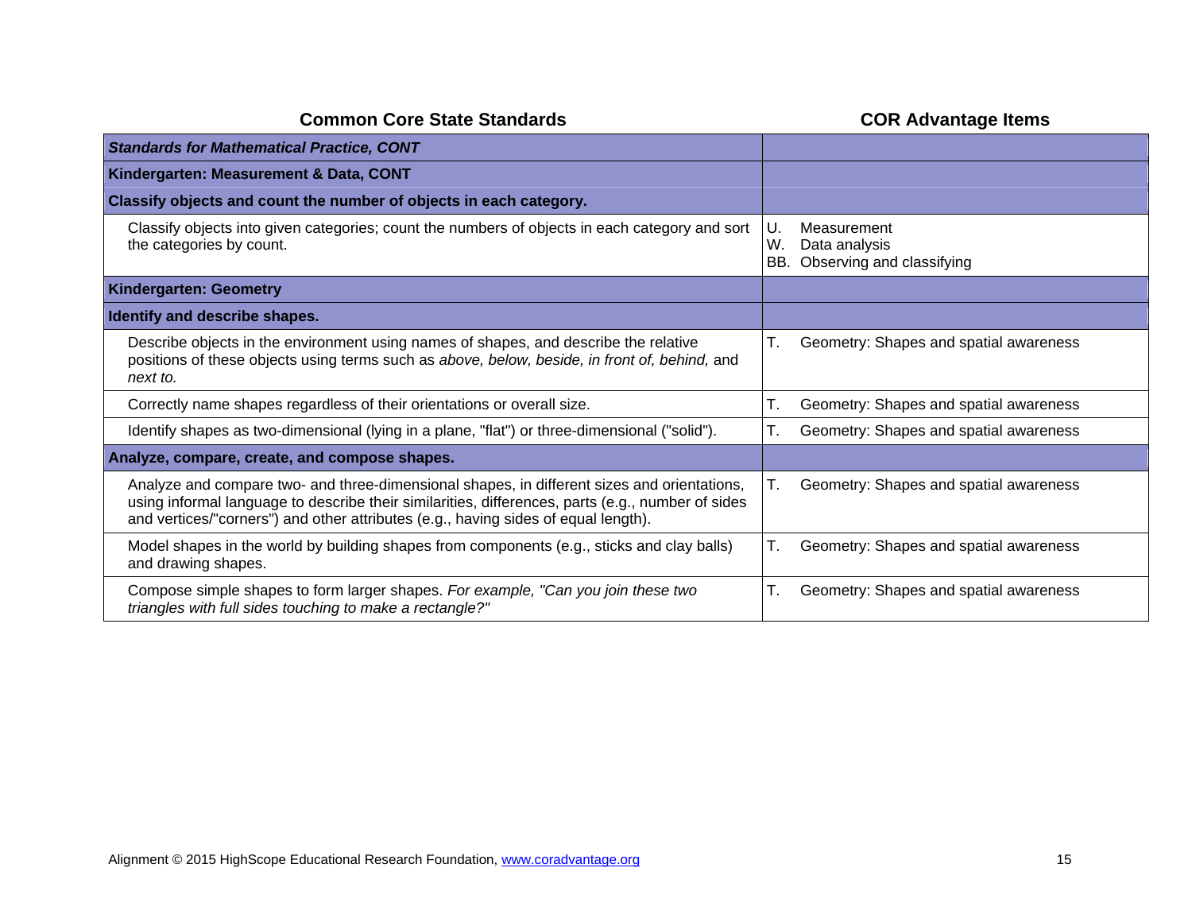| Common Core State Standards | COR Advantage Items |
|---|---|
| ***Standards for Mathematical Practice, CONT*** | |
| **Kindergarten: Measurement & Data, CONT** | |
| **Classify objects and count the number of objects in each category.** | |
| Classify objects into given categories; count the numbers of objects in each category and sort the categories by count. | U. Measurement<br>W. Data analysis<br>BB. Observing and classifying |
| **Kindergarten: Geometry** | |
| **Identify and describe shapes.** | |
| Describe objects in the environment using names of shapes, and describe the relative positions of these objects using terms such as *above, below, beside, in front of, behind,* and *next to.* | T. Geometry: Shapes and spatial awareness |
| Correctly name shapes regardless of their orientations or overall size. | T. Geometry: Shapes and spatial awareness |
| Identify shapes as two-dimensional (lying in a plane, "flat") or three-dimensional ("solid"). | T. Geometry: Shapes and spatial awareness |
| **Analyze, compare, create, and compose shapes.** | |
| Analyze and compare two- and three-dimensional shapes, in different sizes and orientations, using informal language to describe their similarities, differences, parts (e.g., number of sides and vertices/"corners") and other attributes (e.g., having sides of equal length). | T. Geometry: Shapes and spatial awareness |
| Model shapes in the world by building shapes from components (e.g., sticks and clay balls) and drawing shapes. | T. Geometry: Shapes and spatial awareness |
| Compose simple shapes to form larger shapes. *For example, "Can you join these two triangles with full sides touching to make a rectangle?"* | T. Geometry: Shapes and spatial awareness |

Alignment © 2015 HighScope Educational Research Foundation, www.coradvantage.org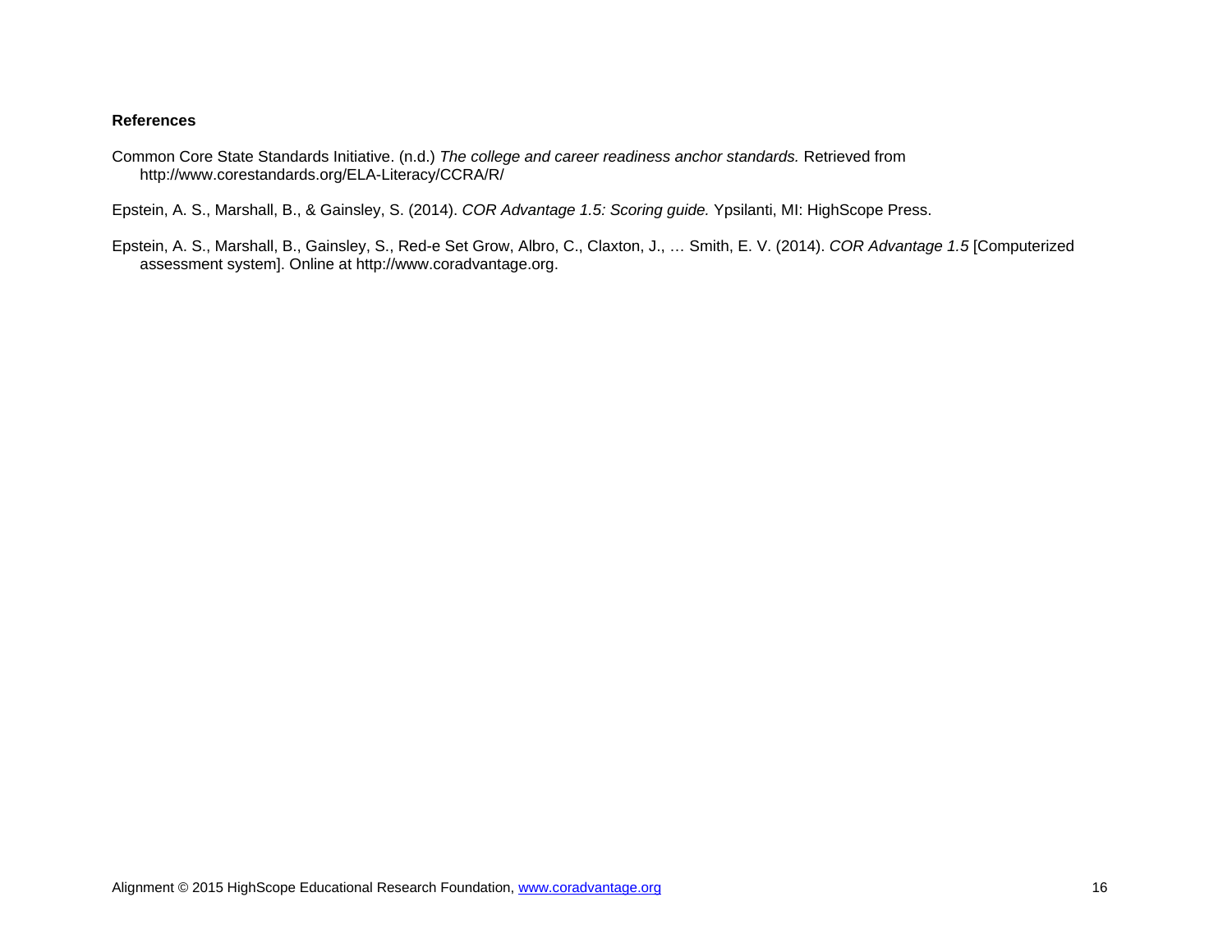**References**

Common Core State Standards Initiative. (n.d.) *The college and career readiness anchor standards.* Retrieved from http://www.corestandards.org/ELA-Literacy/CCRA/R/

Epstein, A. S., Marshall, B., & Gainsley, S. (2014). *COR Advantage 1.5: Scoring guide.* Ypsilanti, MI: HighScope Press.

Epstein, A. S., Marshall, B., Gainsley, S., Red-e Set Grow, Albro, C., Claxton, J., … Smith, E. V. (2014). *COR Advantage 1.5* [Computerized assessment system]. Online at http://www.coradvantage.org.